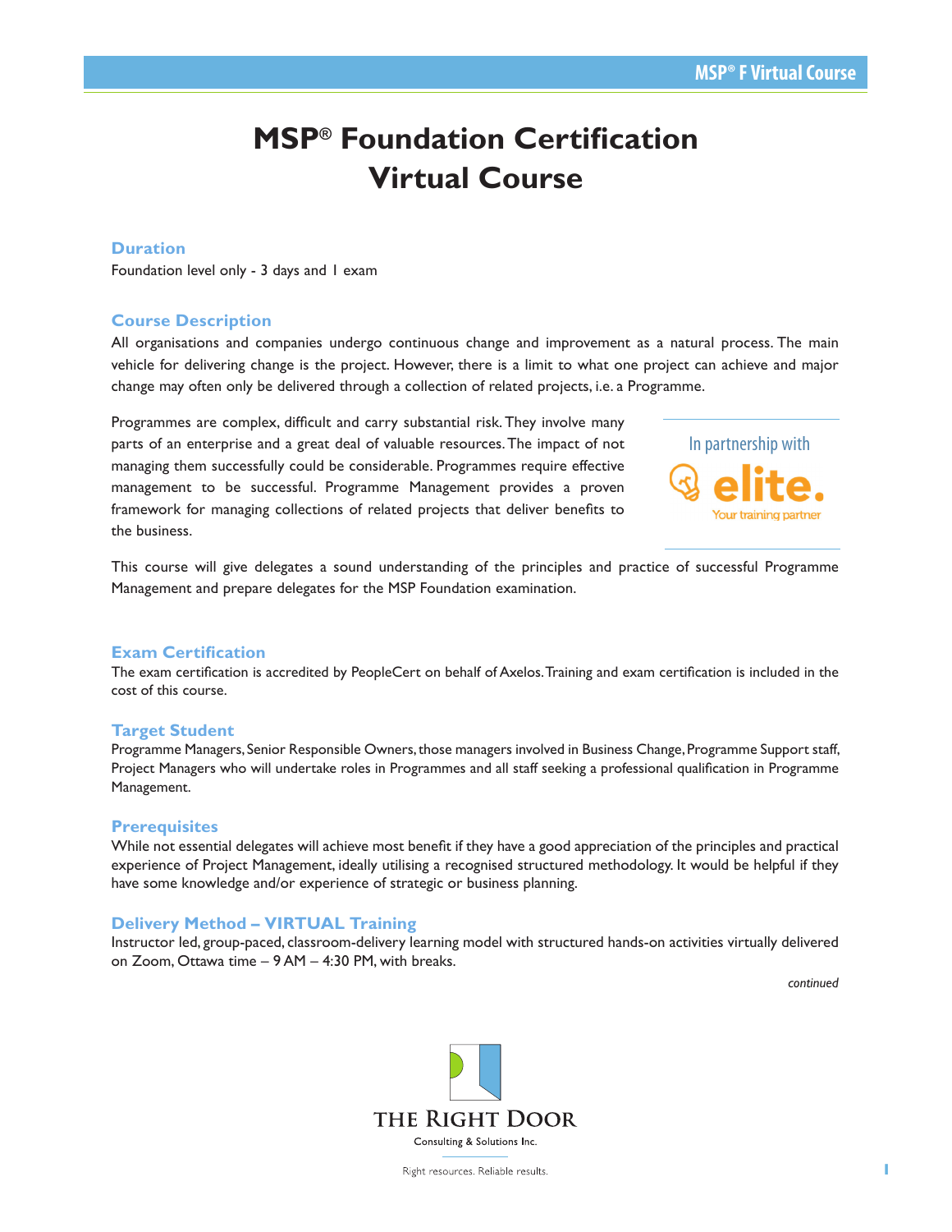# MSP® Foundation Certification Virtual Course

## Duration

Foundation level only - 3 days and 1 exam

## Course Description

All organisations and companies undergo continuous change and improvement as a natural process. The main vehicle for delivering change is the project. However, there is a limit to what one project can achieve and major change may often only be delivered through a collection of related projects, i.e. a Programme.

Programmes are complex, difficult and carry substantial risk. They involve many parts of an enterprise and a great deal of valuable resources. The impact of not managing them successfully could be considerable. Programmes require effective management to be successful. Programme Management provides a proven framework for managing collections of related projects that deliver benefits to the business.

In partnership with elite. Your training partner

This course will give delegates a sound understanding of the principles and practice of successful Programme Management and prepare delegates for the MSP Foundation examination.

## Exam Certification

The exam certification is accredited by PeopleCert on behalf of Axelos. Training and exam certification is included in the cost of this course.

## Target Student

Programme Managers, Senior Responsible Owners, those managers involved in Business Change, Programme Support staff, Project Managers who will undertake roles in Programmes and all staff seeking a professional qualification in Programme Management.

## Prerequisites

While not essential delegates will achieve most benefit if they have a good appreciation of the principles and practical experience of Project Management, ideally utilising a recognised structured methodology. It would be helpful if they have some knowledge and/or experience of strategic or business planning.

## Delivery Method – VIRTUAL Training

Instructor led, group-paced, classroom-delivery learning model with structured hands-on activities virtually delivered on Zoom, Ottawa time – 9 AM – 4:30 PM, with breaks.

*continued*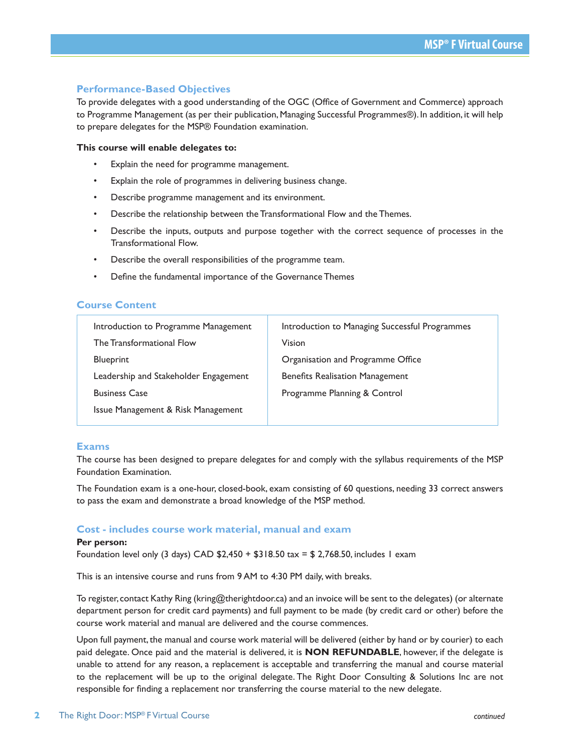## Performance-Based Objectives

To provide delegates with a good understanding of the OGC (Office of Government and Commerce) approach to Programme Management (as per their publication, Managing Successful Programmes®). In addition, it will help to prepare delegates for the MSP® Foundation examination.

**This course will enable delegates to:**

- Explain the need for programme management.
- Explain the role of programmes in delivering business change.
- Describe programme management and its environment.
- Describe the relationship between the Transformational Flow and the Themes.
- Describe the inputs, outputs and purpose together with the correct sequence of processes in the Transformational Flow.
- Describe the overall responsibilities of the programme team.
- Define the fundamental importance of the Governance Themes

## Course Content

| | |
|---|---|
| Introduction to Programme Management | Introduction to Managing Successful Programmes |
| The Transformational Flow | Vision |
| Blueprint | Organisation and Programme Office |
| Leadership and Stakeholder Engagement | Benefits Realisation Management |
| Business Case | Programme Planning & Control |
| Issue Management & Risk Management | |

## Exams

The course has been designed to prepare delegates for and comply with the syllabus requirements of the MSP Foundation Examination.

The Foundation exam is a one-hour, closed-book, exam consisting of 60 questions, needing 33 correct answers to pass the exam and demonstrate a broad knowledge of the MSP method.

## Cost - includes course work material, manual and exam

**Per person:**
Foundation level only (3 days) CAD $2,450 + $318.50 tax = $ 2,768.50, includes 1 exam

This is an intensive course and runs from 9 AM to 4:30 PM daily, with breaks.

To register, contact Kathy Ring (kring@therightdoor.ca) and an invoice will be sent to the delegates) (or alternate department person for credit card payments) and full payment to be made (by credit card or other) before the course work material and manual are delivered and the course commences.

Upon full payment, the manual and course work material will be delivered (either by hand or by courier) to each paid delegate. Once paid and the material is delivered, it is **NON REFUNDABLE**, however, if the delegate is unable to attend for any reason, a replacement is acceptable and transferring the manual and course material to the replacement will be up to the original delegate. The Right Door Consulting & Solutions Inc are not responsible for finding a replacement nor transferring the course material to the new delegate.

*continued*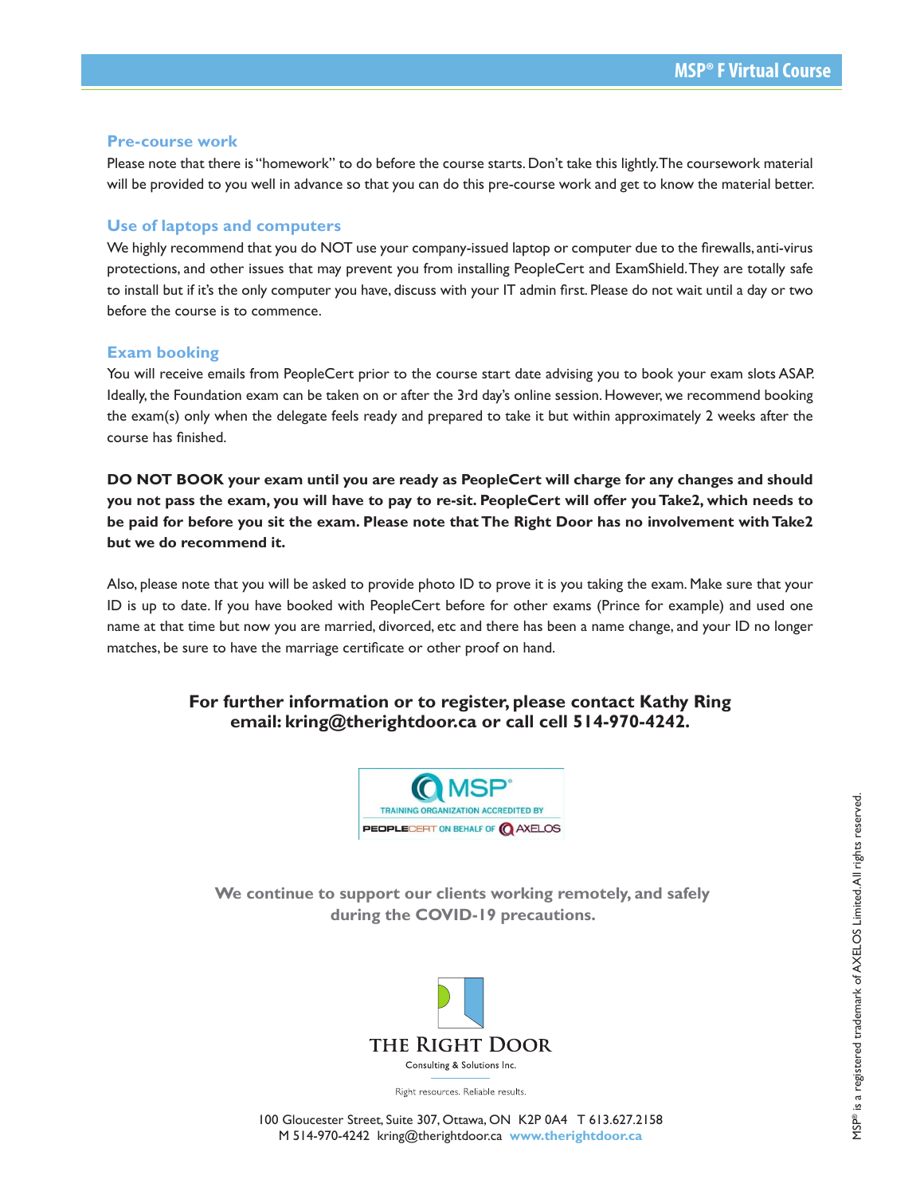## Pre-course work

Please note that there is "homework" to do before the course starts. Don't take this lightly. The coursework material will be provided to you well in advance so that you can do this pre-course work and get to know the material better.

## Use of laptops and computers

We highly recommend that you do NOT use your company-issued laptop or computer due to the firewalls, anti-virus protections, and other issues that may prevent you from installing PeopleCert and ExamShield. They are totally safe to install but if it's the only computer you have, discuss with your IT admin first. Please do not wait until a day or two before the course is to commence.

## Exam booking

You will receive emails from PeopleCert prior to the course start date advising you to book your exam slots ASAP. Ideally, the Foundation exam can be taken on or after the 3rd day's online session. However, we recommend booking the exam(s) only when the delegate feels ready and prepared to take it but within approximately 2 weeks after the course has finished.

**DO NOT BOOK your exam until you are ready as PeopleCert will charge for any changes and should you not pass the exam, you will have to pay to re-sit. PeopleCert will offer you Take2, which needs to be paid for before you sit the exam. Please note that The Right Door has no involvement with Take2 but we do recommend it.**

Also, please note that you will be asked to provide photo ID to prove it is you taking the exam. Make sure that your ID is up to date. If you have booked with PeopleCert before for other exams (Prince for example) and used one name at that time but now you are married, divorced, etc and there has been a name change, and your ID no longer matches, be sure to have the marriage certificate or other proof on hand.

**For further information or to register, please contact Kathy Ring email: kring@therightdoor.ca or call cell 514-970-4242.**

MSP®
TRAINING ORGANIZATION ACCREDITED BY
PEOPLECERT ON BEHALF OF AXELOS

**We continue to support our clients working remotely, and safely during the COVID-19 precautions.**

THE RIGHT DOOR
Consulting & Solutions Inc.
Right resources. Reliable results.

100 Gloucester Street, Suite 307, Ottawa, ON K2P 0A4 T 613.627.2158
M 514-970-4242 kring@therightdoor.ca www.therightdoor.ca

MSP® is a registered trademark of AXELOS Limited. All rights reserved.